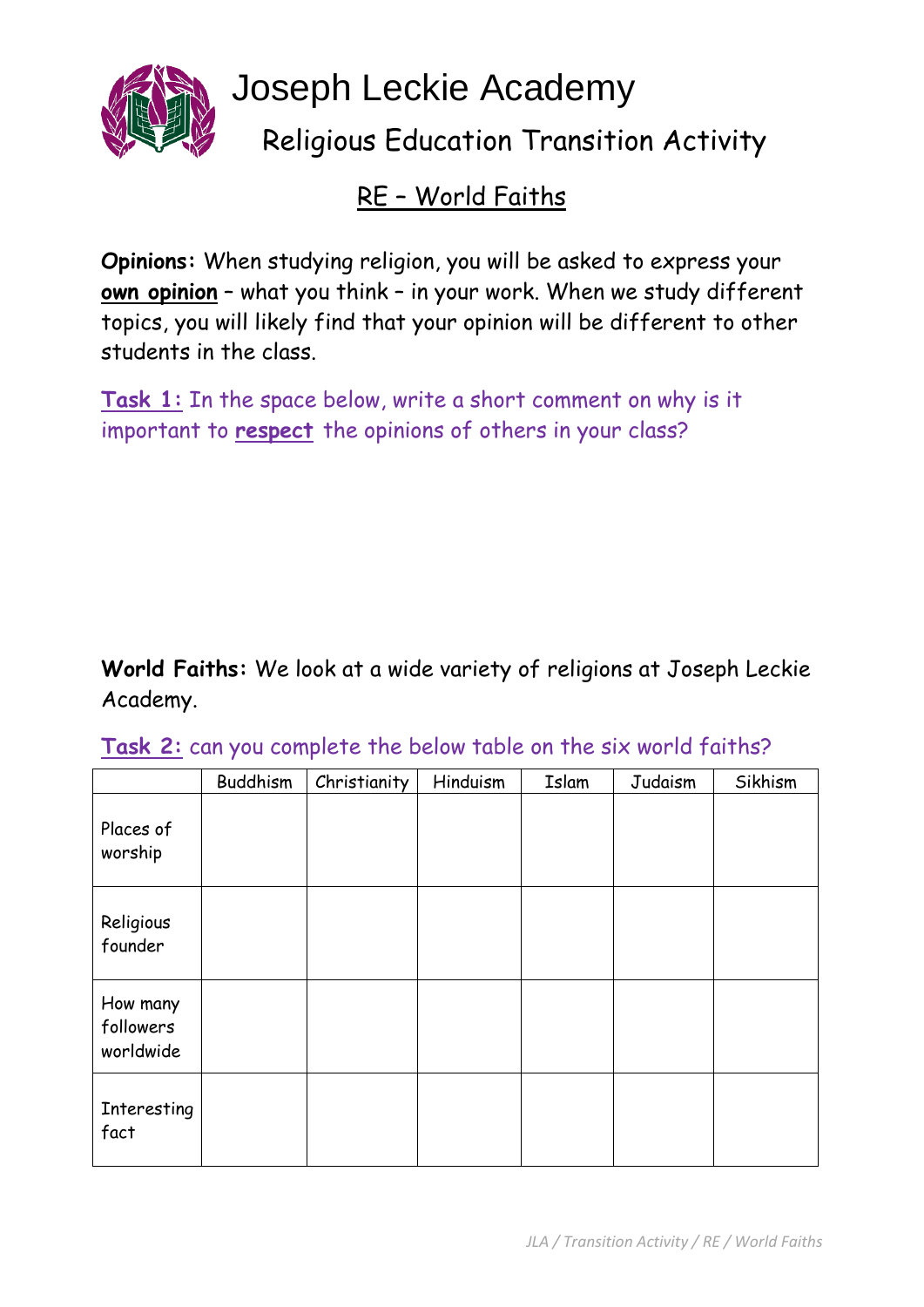# Joseph Leckie Academy

## Religious Education Transition Activity

## RE – World Faiths

**Opinions:** When studying religion, you will be asked to express your **own opinion** – what you think – in your work. When we study different topics, you will likely find that your opinion will be different to other students in the class.

**Task 1:** In the space below, write a short comment on why is it important to **respect** the opinions of others in your class?

**World Faiths:** We look at a wide variety of religions at Joseph Leckie Academy.

**Task 2:** can you complete the below table on the six world faiths?

| | Buddhism | Christianity | Hinduism | Islam | Judaism | Sikhism |
|---|---|---|---|---|---|---|
| Places of worship | | | | | | |
| Religious founder | | | | | | |
| How many followers worldwide | | | | | | |
| Interesting fact | | | | | | |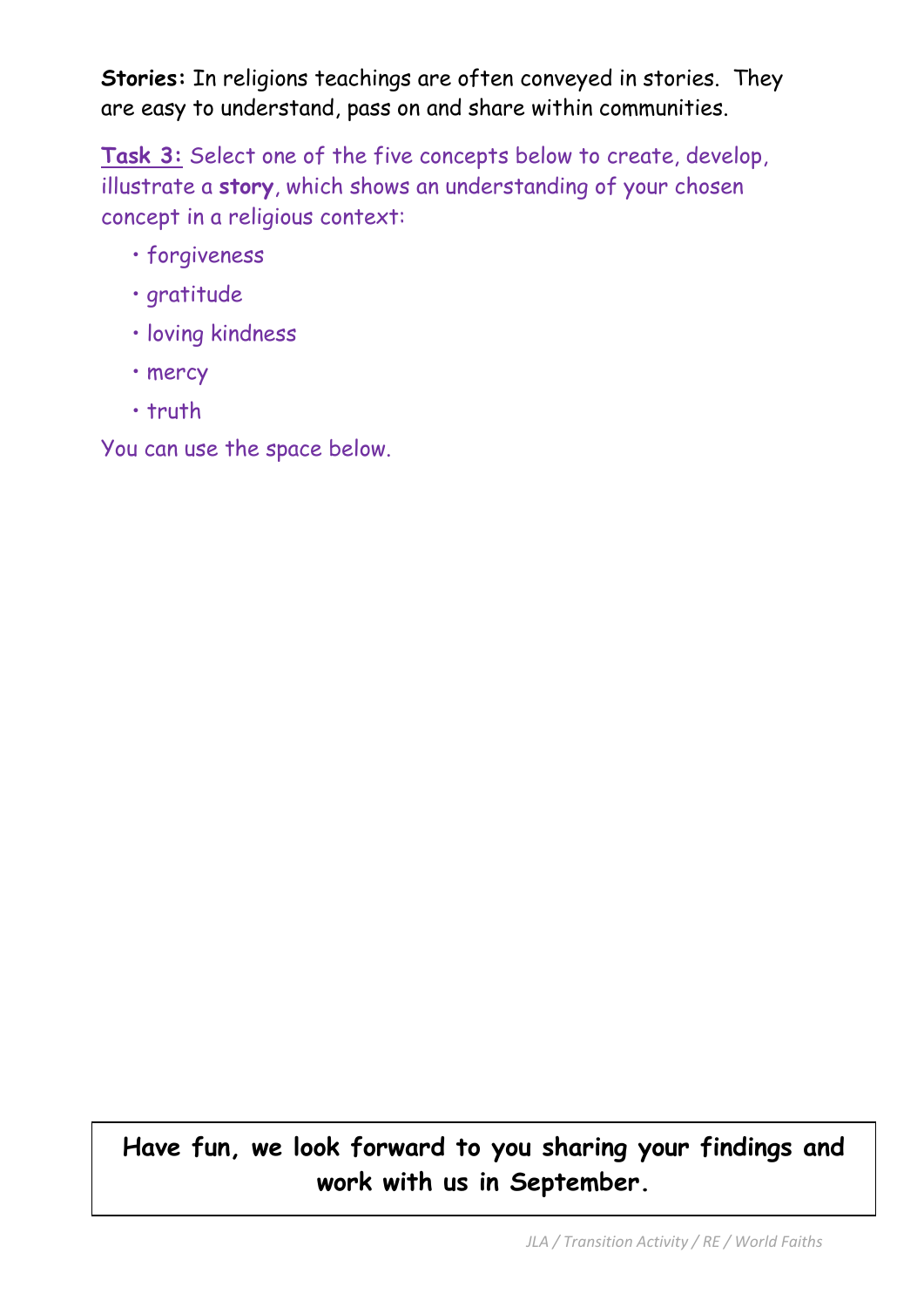**Stories:** In religions teachings are often conveyed in stories. They are easy to understand, pass on and share within communities.

**Task 3:** Select one of the five concepts below to create, develop, illustrate a **story**, which shows an understanding of your chosen concept in a religious context:

- forgiveness
- gratitude
- loving kindness
- mercy
- truth

You can use the space below.

**Have fun, we look forward to you sharing your findings and work with us in September.**